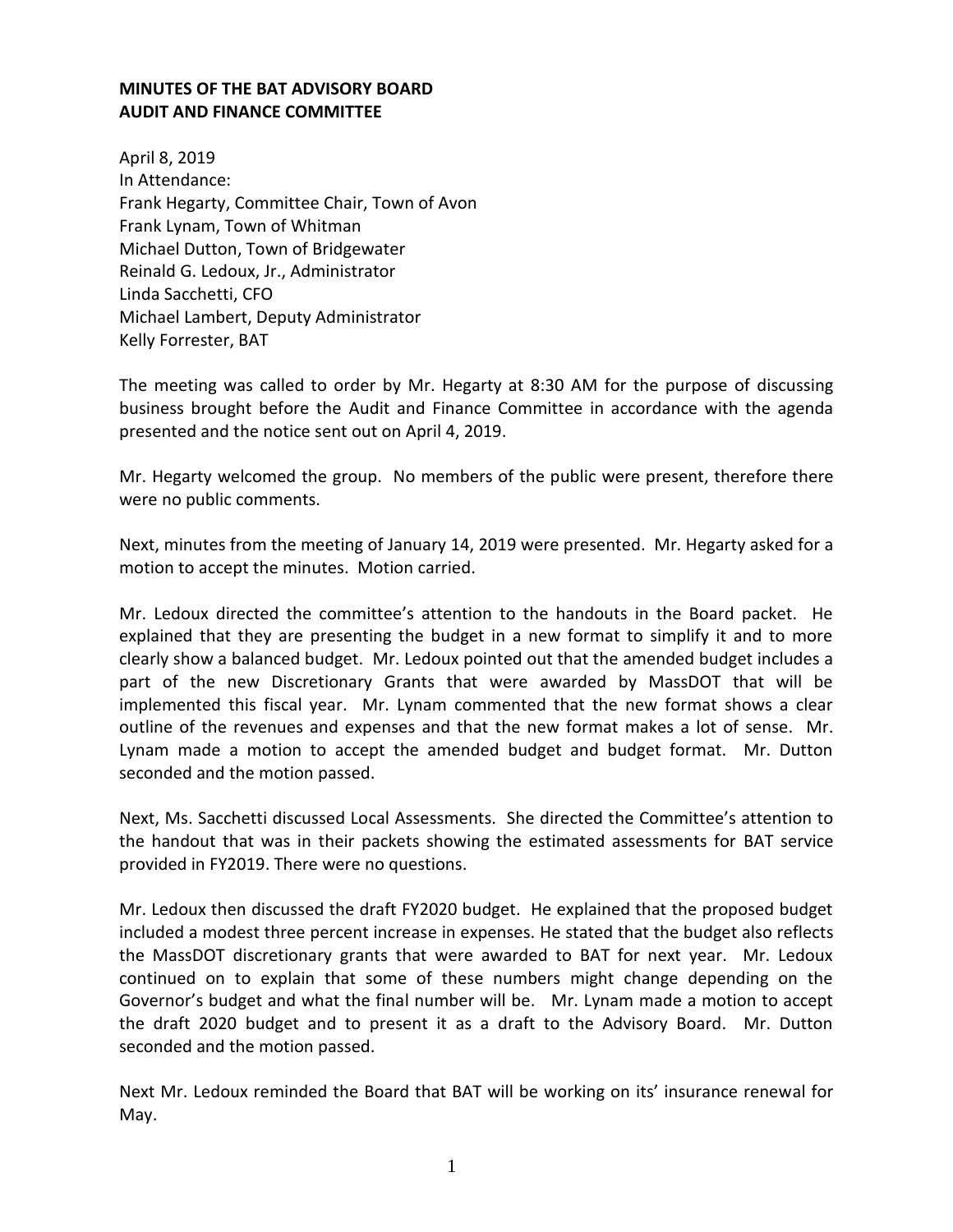**MINUTES OF THE BAT ADVISORY BOARD**
**AUDIT AND FINANCE COMMITTEE**

April 8, 2019
In Attendance:
Frank Hegarty, Committee Chair, Town of Avon
Frank Lynam, Town of Whitman
Michael Dutton, Town of Bridgewater
Reinald G. Ledoux, Jr., Administrator
Linda Sacchetti, CFO
Michael Lambert, Deputy Administrator
Kelly Forrester, BAT

The meeting was called to order by Mr. Hegarty at 8:30 AM for the purpose of discussing business brought before the Audit and Finance Committee in accordance with the agenda presented and the notice sent out on April 4, 2019.

Mr. Hegarty welcomed the group. No members of the public were present, therefore there were no public comments.

Next, minutes from the meeting of January 14, 2019 were presented. Mr. Hegarty asked for a motion to accept the minutes. Motion carried.

Mr. Ledoux directed the committee's attention to the handouts in the Board packet. He explained that they are presenting the budget in a new format to simplify it and to more clearly show a balanced budget. Mr. Ledoux pointed out that the amended budget includes a part of the new Discretionary Grants that were awarded by MassDOT that will be implemented this fiscal year. Mr. Lynam commented that the new format shows a clear outline of the revenues and expenses and that the new format makes a lot of sense. Mr. Lynam made a motion to accept the amended budget and budget format. Mr. Dutton seconded and the motion passed.

Next, Ms. Sacchetti discussed Local Assessments. She directed the Committee's attention to the handout that was in their packets showing the estimated assessments for BAT service provided in FY2019. There were no questions.

Mr. Ledoux then discussed the draft FY2020 budget. He explained that the proposed budget included a modest three percent increase in expenses. He stated that the budget also reflects the MassDOT discretionary grants that were awarded to BAT for next year. Mr. Ledoux continued on to explain that some of these numbers might change depending on the Governor's budget and what the final number will be. Mr. Lynam made a motion to accept the draft 2020 budget and to present it as a draft to the Advisory Board. Mr. Dutton seconded and the motion passed.

Next Mr. Ledoux reminded the Board that BAT will be working on its' insurance renewal for May.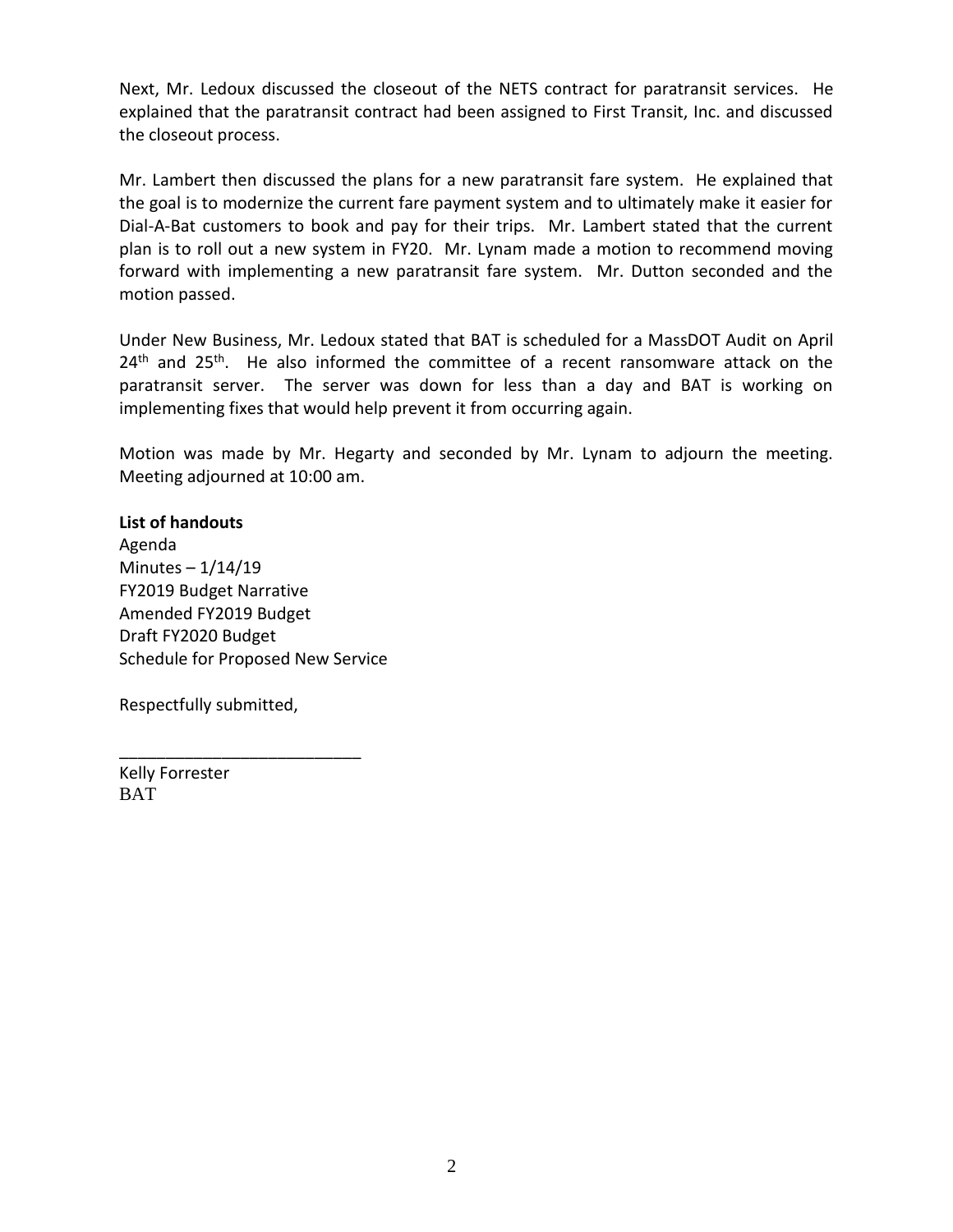Next, Mr. Ledoux discussed the closeout of the NETS contract for paratransit services. He explained that the paratransit contract had been assigned to First Transit, Inc. and discussed the closeout process.

Mr. Lambert then discussed the plans for a new paratransit fare system. He explained that the goal is to modernize the current fare payment system and to ultimately make it easier for Dial-A-Bat customers to book and pay for their trips. Mr. Lambert stated that the current plan is to roll out a new system in FY20. Mr. Lynam made a motion to recommend moving forward with implementing a new paratransit fare system. Mr. Dutton seconded and the motion passed.

Under New Business, Mr. Ledoux stated that BAT is scheduled for a MassDOT Audit on April 24th and 25th. He also informed the committee of a recent ransomware attack on the paratransit server. The server was down for less than a day and BAT is working on implementing fixes that would help prevent it from occurring again.

Motion was made by Mr. Hegarty and seconded by Mr. Lynam to adjourn the meeting. Meeting adjourned at 10:00 am.

**List of handouts**

Agenda
Minutes – 1/14/19
FY2019 Budget Narrative
Amended FY2019 Budget
Draft FY2020 Budget
Schedule for Proposed New Service

Respectfully submitted,

__________________________

Kelly Forrester
BAT